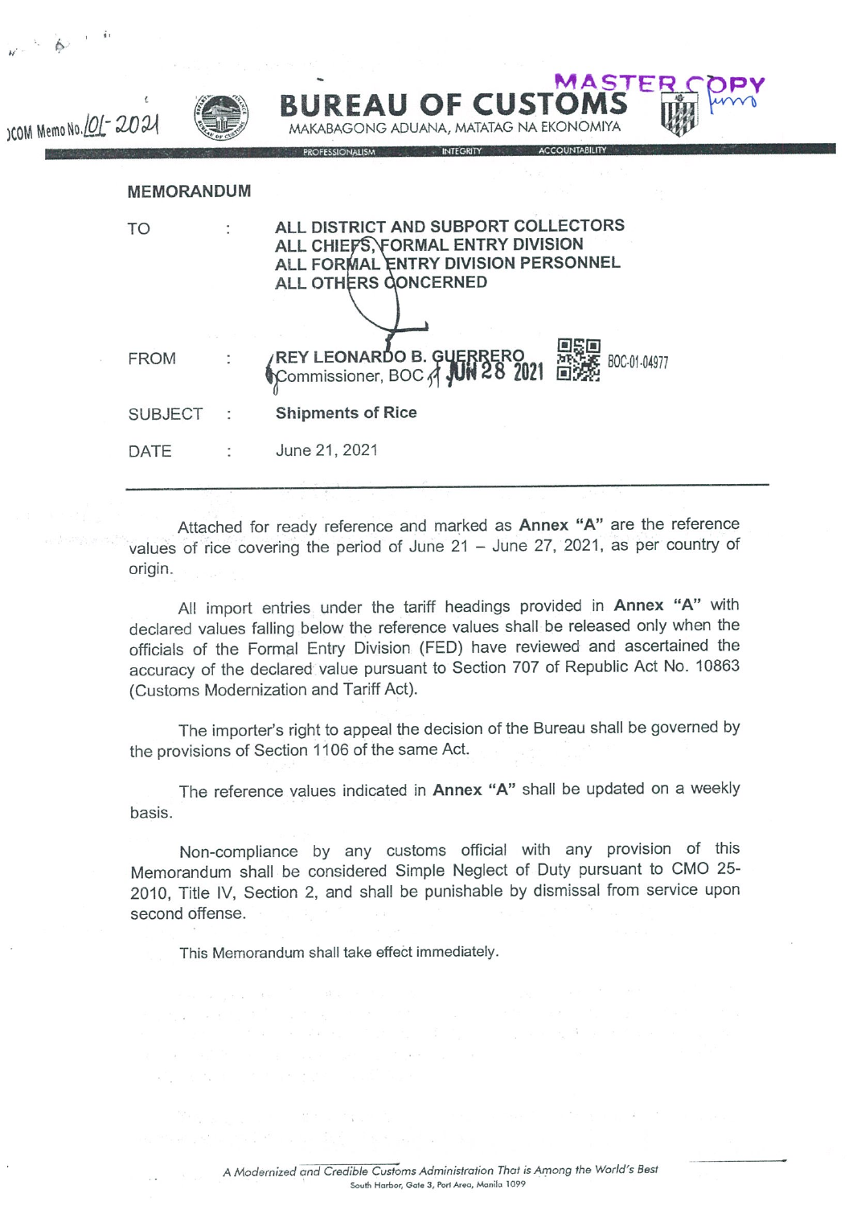OCOM Memo No. 101-2021

MASTER COPY

# BUREAU OF CUSTOMS

MAKABAGONG ADUANA, MATATAG NA EKONOMIYA

PROFESSIONALISM INTEGRITY ACCOUNTABILITY

## MEMORANDUM

| | | |
|---|---|---|
| TO | : | **ALL DISTRICT AND SUBPORT COLLECTORS**<br>**ALL CHIEFS, FORMAL ENTRY DIVISION**<br>**ALL FORMAL ENTRY DIVISION PERSONNEL**<br>**ALL OTHERS CONCERNED** |
| FROM | : | **REY LEONARDO B. GUERRERO**<br>Commissioner, BOC JUN 28 2021 BOC-01-04977 |
| SUBJECT | : | **Shipments of Rice** |
| DATE | : | June 21, 2021 |

---

Attached for ready reference and marked as **Annex "A"** are the reference values of rice covering the period of June 21 – June 27, 2021, as per country of origin.

All import entries under the tariff headings provided in **Annex "A"** with declared values falling below the reference values shall be released only when the officials of the Formal Entry Division (FED) have reviewed and ascertained the accuracy of the declared value pursuant to Section 707 of Republic Act No. 10863 (Customs Modernization and Tariff Act).

The importer's right to appeal the decision of the Bureau shall be governed by the provisions of Section 1106 of the same Act.

The reference values indicated in **Annex "A"** shall be updated on a weekly basis.

Non-compliance by any customs official with any provision of this Memorandum shall be considered Simple Neglect of Duty pursuant to CMO 25-2010, Title IV, Section 2, and shall be punishable by dismissal from service upon second offense.

This Memorandum shall take effect immediately.

*A Modernized and Credible Customs Administration That is Among the World's Best*

South Harbor, Gate 3, Port Area, Manila 1099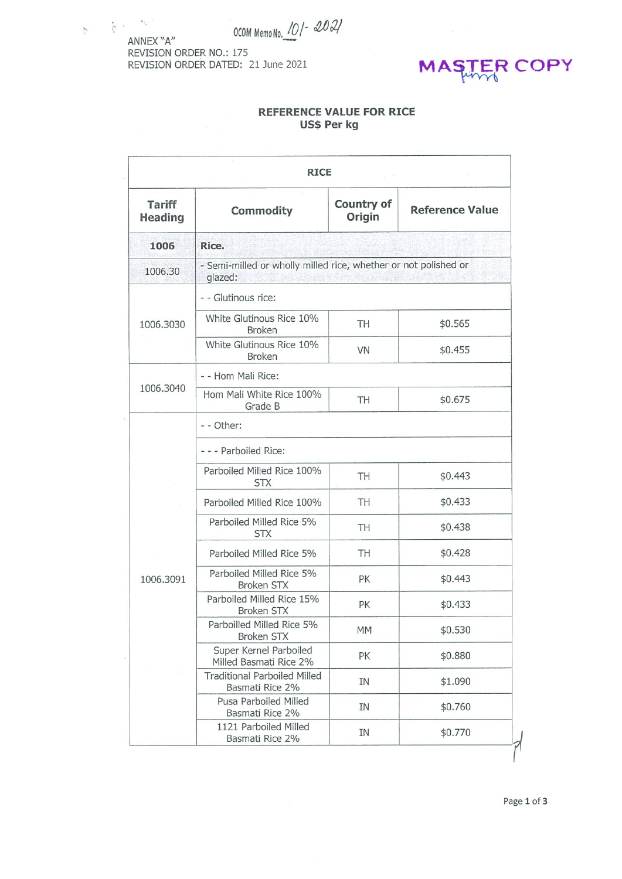OCOM Memo No. 101- 2021

ANNEX "A"
REVISION ORDER NO.: 175
REVISION ORDER DATED: 21 June 2021

MASTER COPY

## REFERENCE VALUE FOR RICE
**US$ Per kg**

| RICE | | | |
|---|---|---|---|
| **Tariff Heading** | **Commodity** | **Country of Origin** | **Reference Value** |
| **1006** | **Rice.** | | |
| 1006.30 | - Semi-milled or wholly milled rice, whether or not polished or glazed: | | |
| 1006.3030 | - - Glutinous rice: | | |
| | White Glutinous Rice 10% Broken | TH | $0.565 |
| | White Glutinous Rice 10% Broken | VN | $0.455 |
| 1006.3040 | - - Hom Mali Rice: | | |
| | Hom Mali White Rice 100% Grade B | TH | $0.675 |
| 1006.3091 | - - Other: | | |
| | - - - Parboiled Rice: | | |
| | Parboiled Milled Rice 100% STX | TH | $0.443 |
| | Parboiled Milled Rice 100% | TH | $0.433 |
| | Parboiled Milled Rice 5% STX | TH | $0.438 |
| | Parboiled Milled Rice 5% | TH | $0.428 |
| | Parboiled Milled Rice 5% Broken STX | PK | $0.443 |
| | Parboiled Milled Rice 15% Broken STX | PK | $0.433 |
| | Parboilled Milled Rice 5% Broken STX | MM | $0.530 |
| | Super Kernel Parboiled Milled Basmati Rice 2% | PK | $0.880 |
| | Traditional Parboiled Milled Basmati Rice 2% | IN | $1.090 |
| | Pusa Parboiled Milled Basmati Rice 2% | IN | $0.760 |
| | 1121 Parboiled Milled Basmati Rice 2% | IN | $0.770 |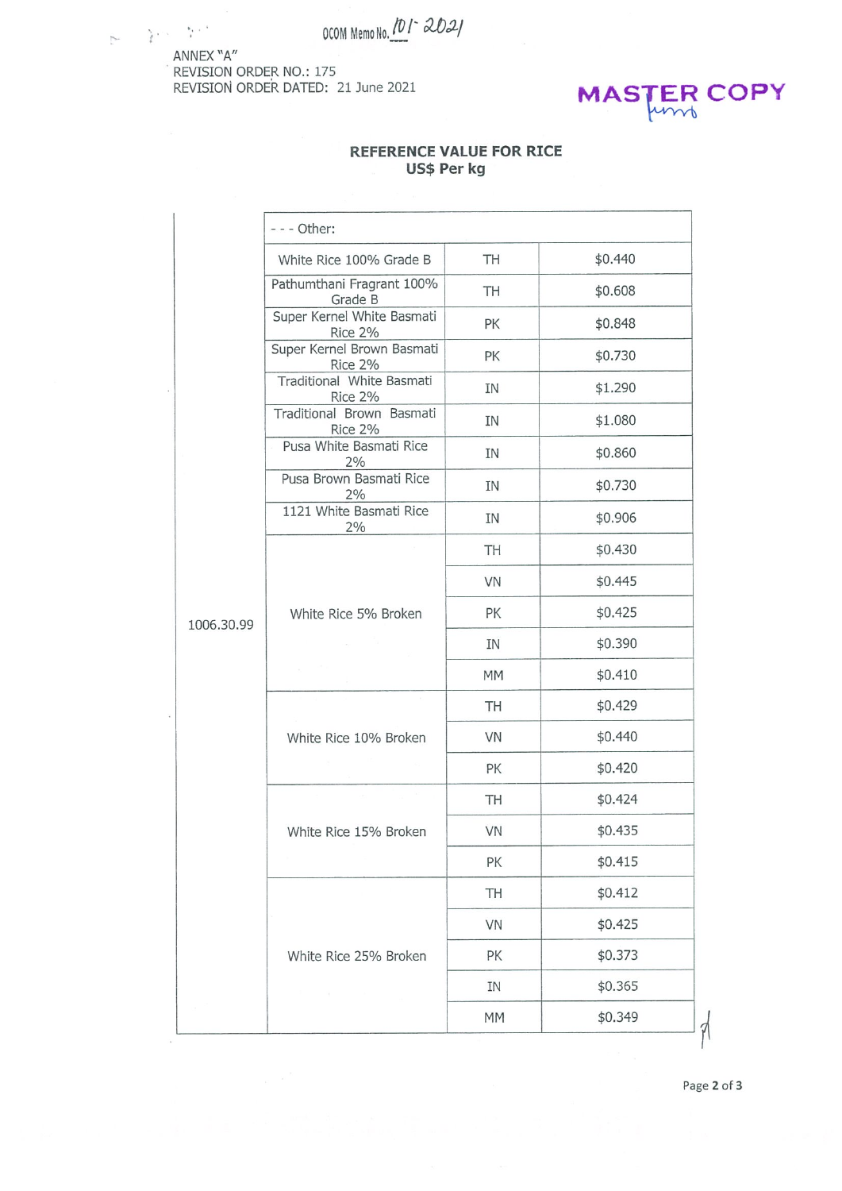OCOM Memo No. 101-2021

ANNEX "A"
REVISION ORDER NO.: 175
REVISION ORDER DATED: 21 June 2021

MASTER COPY

## REFERENCE VALUE FOR RICE
## US$ Per kg

| | - - - Other: | | |
|---|---|---|---|
| 1006.30.99 | White Rice 100% Grade B | TH | $0.440 |
| | Pathumthani Fragrant 100% Grade B | TH | $0.608 |
| | Super Kernel White Basmati Rice 2% | PK | $0.848 |
| | Super Kernel Brown Basmati Rice 2% | PK | $0.730 |
| | Traditional White Basmati Rice 2% | IN | $1.290 |
| | Traditional Brown Basmati Rice 2% | IN | $1.080 |
| | Pusa White Basmati Rice 2% | IN | $0.860 |
| | Pusa Brown Basmati Rice 2% | IN | $0.730 |
| | 1121 White Basmati Rice 2% | IN | $0.906 |
| | White Rice 5% Broken | TH | $0.430 |
| | | VN | $0.445 |
| | | PK | $0.425 |
| | | IN | $0.390 |
| | | MM | $0.410 |
| | White Rice 10% Broken | TH | $0.429 |
| | | VN | $0.440 |
| | | PK | $0.420 |
| | White Rice 15% Broken | TH | $0.424 |
| | | VN | $0.435 |
| | | PK | $0.415 |
| | White Rice 25% Broken | TH | $0.412 |
| | | VN | $0.425 |
| | | PK | $0.373 |
| | | IN | $0.365 |
| | | MM | $0.349 |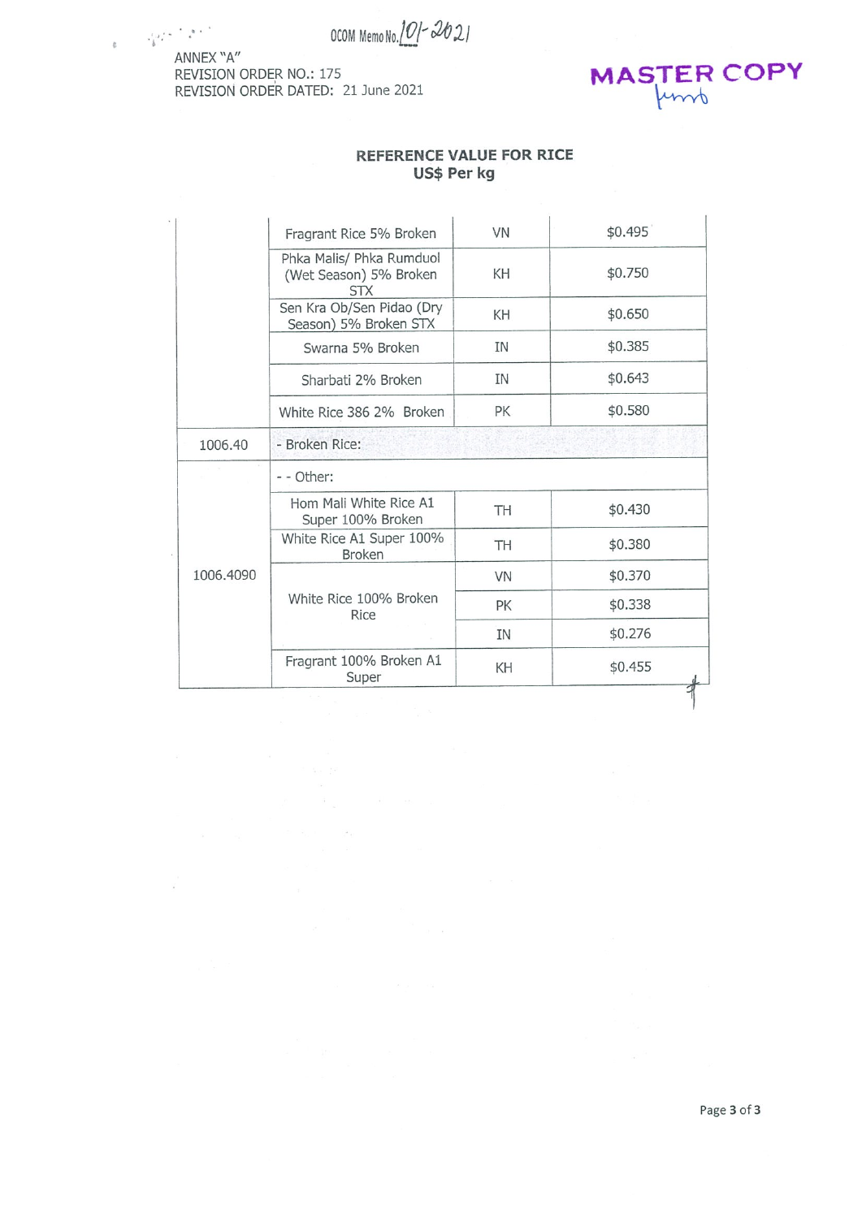OCOM Memo No. 101-2021

ANNEX "A"
REVISION ORDER NO.: 175
REVISION ORDER DATED: 21 June 2021

MASTER COPY

## REFERENCE VALUE FOR RICE
### US$ Per kg

| | | | |
|---|---|---|---|
| | Fragrant Rice 5% Broken | VN | $0.495 |
| | Phka Malis/ Phka Rumduol (Wet Season) 5% Broken STX | KH | $0.750 |
| | Sen Kra Ob/Sen Pidao (Dry Season) 5% Broken STX | KH | $0.650 |
| | Swarna 5% Broken | IN | $0.385 |
| | Sharbati 2% Broken | IN | $0.643 |
| | White Rice 386 2% Broken | PK | $0.580 |
| 1006.40 | - Broken Rice: | | |
| 1006.4090 | - - Other: | | |
| | Hom Mali White Rice A1 Super 100% Broken | TH | $0.430 |
| | White Rice A1 Super 100% Broken | TH | $0.380 |
| | White Rice 100% Broken Rice | VN | $0.370 |
| | | PK | $0.338 |
| | | IN | $0.276 |
| | Fragrant 100% Broken A1 Super | KH | $0.455 |